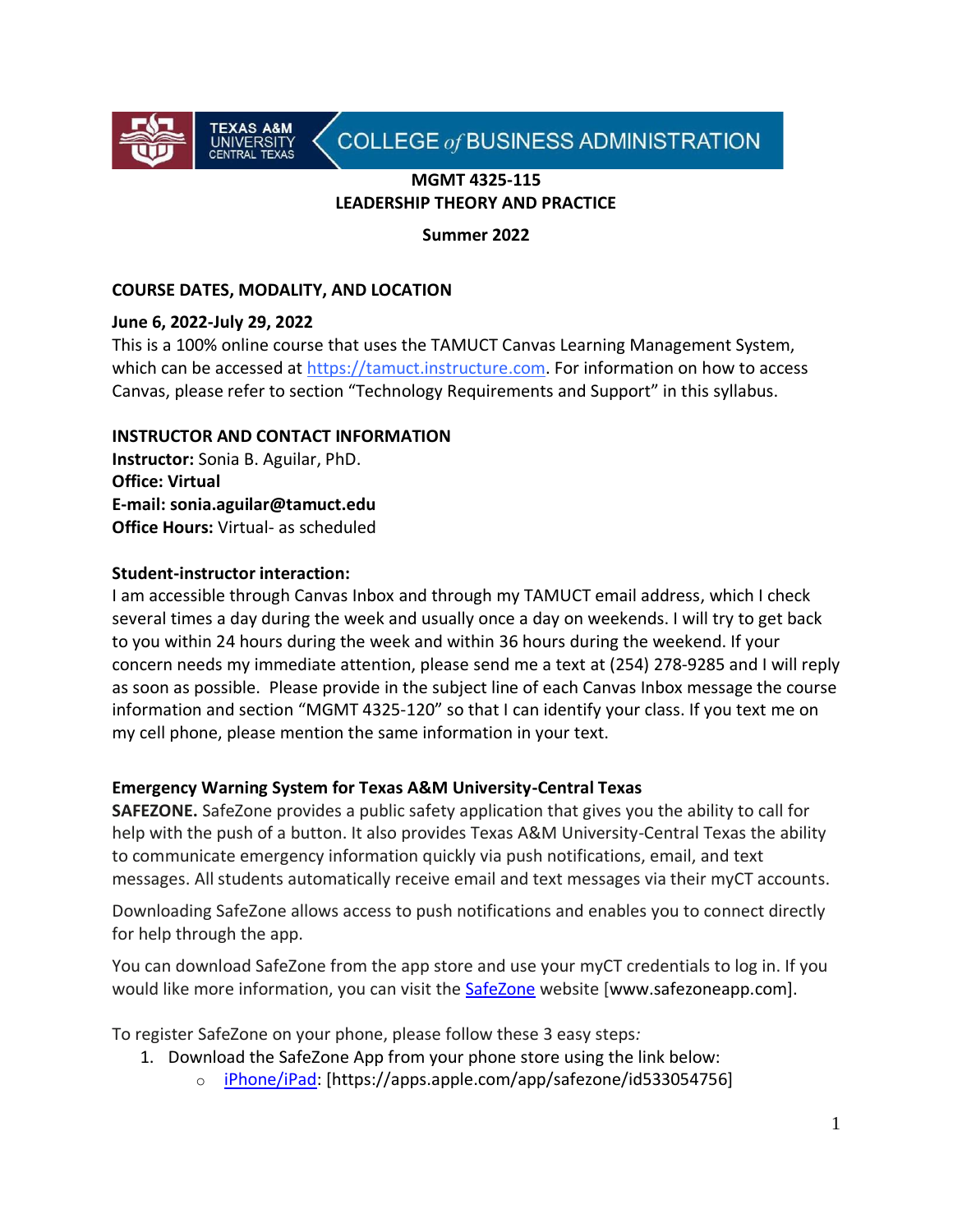TEXAS A&M UNIVERSITY CENTRAL TEXAS | COLLEGE *of* BUSINESS ADMINISTRATION

**MGMT 4325-115**
**LEADERSHIP THEORY AND PRACTICE**

**Summer 2022**

## COURSE DATES, MODALITY, AND LOCATION

**June 6, 2022-July 29, 2022**
This is a 100% online course that uses the TAMUCT Canvas Learning Management System, which can be accessed at https://tamuct.instructure.com. For information on how to access Canvas, please refer to section "Technology Requirements and Support" in this syllabus.

## INSTRUCTOR AND CONTACT INFORMATION

**Instructor:** Sonia B. Aguilar, PhD.
**Office: Virtual**
**E-mail: sonia.aguilar@tamuct.edu**
**Office Hours:** Virtual- as scheduled

**Student-instructor interaction:**
I am accessible through Canvas Inbox and through my TAMUCT email address, which I check several times a day during the week and usually once a day on weekends. I will try to get back to you within 24 hours during the week and within 36 hours during the weekend. If your concern needs my immediate attention, please send me a text at (254) 278-9285 and I will reply as soon as possible. Please provide in the subject line of each Canvas Inbox message the course information and section "MGMT 4325-120" so that I can identify your class. If you text me on my cell phone, please mention the same information in your text.

### Emergency Warning System for Texas A&M University-Central Texas

**SAFEZONE.** SafeZone provides a public safety application that gives you the ability to call for help with the push of a button. It also provides Texas A&M University-Central Texas the ability to communicate emergency information quickly via push notifications, email, and text messages. All students automatically receive email and text messages via their myCT accounts.

Downloading SafeZone allows access to push notifications and enables you to connect directly for help through the app.

You can download SafeZone from the app store and use your myCT credentials to log in. If you would like more information, you can visit the SafeZone website [www.safezoneapp.com].

To register SafeZone on your phone, please follow these 3 easy steps*:*

1. Download the SafeZone App from your phone store using the link below:
   - iPhone/iPad: [https://apps.apple.com/app/safezone/id533054756]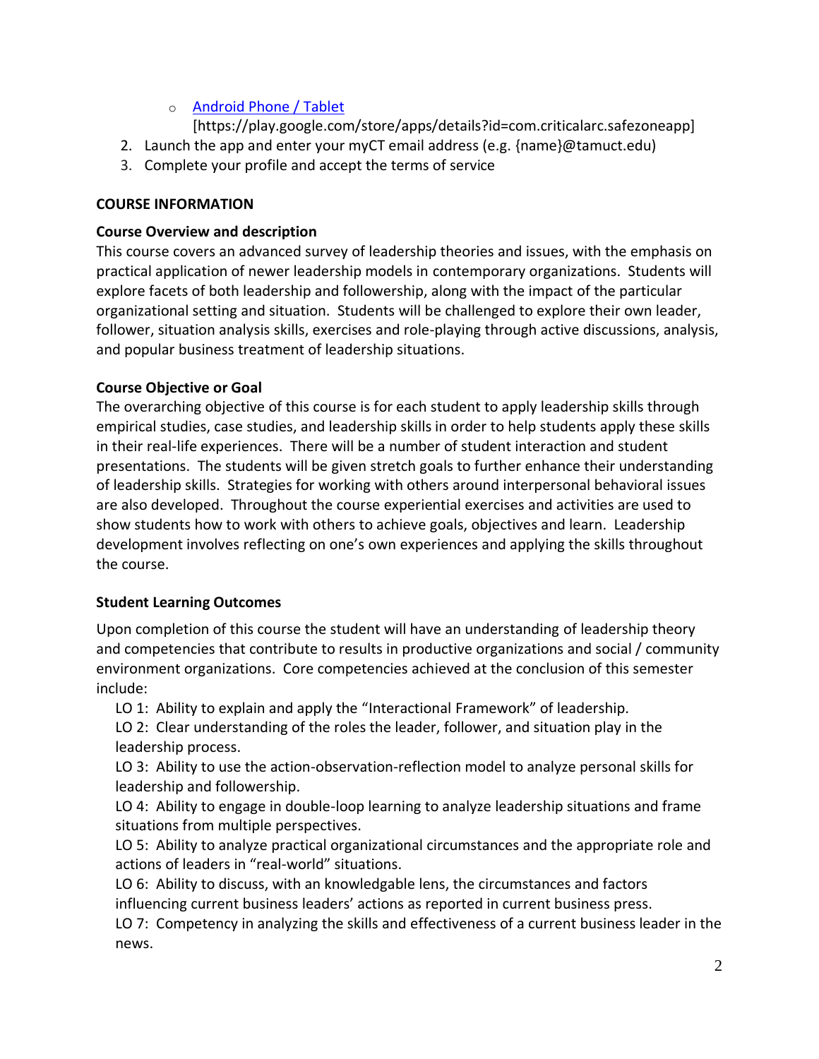- [Android Phone / Tablet](https://play.google.com/store/apps/details?id=com.criticalarc.safezoneapp)
  [https://play.google.com/store/apps/details?id=com.criticalarc.safezoneapp]

2. Launch the app and enter your myCT email address (e.g. {name}@tamuct.edu)
3. Complete your profile and accept the terms of service

## COURSE INFORMATION

### Course Overview and description

This course covers an advanced survey of leadership theories and issues, with the emphasis on practical application of newer leadership models in contemporary organizations. Students will explore facets of both leadership and followership, along with the impact of the particular organizational setting and situation. Students will be challenged to explore their own leader, follower, situation analysis skills, exercises and role-playing through active discussions, analysis, and popular business treatment of leadership situations.

### Course Objective or Goal

The overarching objective of this course is for each student to apply leadership skills through empirical studies, case studies, and leadership skills in order to help students apply these skills in their real-life experiences. There will be a number of student interaction and student presentations. The students will be given stretch goals to further enhance their understanding of leadership skills. Strategies for working with others around interpersonal behavioral issues are also developed. Throughout the course experiential exercises and activities are used to show students how to work with others to achieve goals, objectives and learn. Leadership development involves reflecting on one's own experiences and applying the skills throughout the course.

### Student Learning Outcomes

Upon completion of this course the student will have an understanding of leadership theory and competencies that contribute to results in productive organizations and social / community environment organizations. Core competencies achieved at the conclusion of this semester include:

LO 1: Ability to explain and apply the "Interactional Framework" of leadership.

LO 2: Clear understanding of the roles the leader, follower, and situation play in the leadership process.

LO 3: Ability to use the action-observation-reflection model to analyze personal skills for leadership and followership.

LO 4: Ability to engage in double-loop learning to analyze leadership situations and frame situations from multiple perspectives.

LO 5: Ability to analyze practical organizational circumstances and the appropriate role and actions of leaders in "real-world" situations.

LO 6: Ability to discuss, with an knowledgable lens, the circumstances and factors influencing current business leaders' actions as reported in current business press.

LO 7: Competency in analyzing the skills and effectiveness of a current business leader in the news.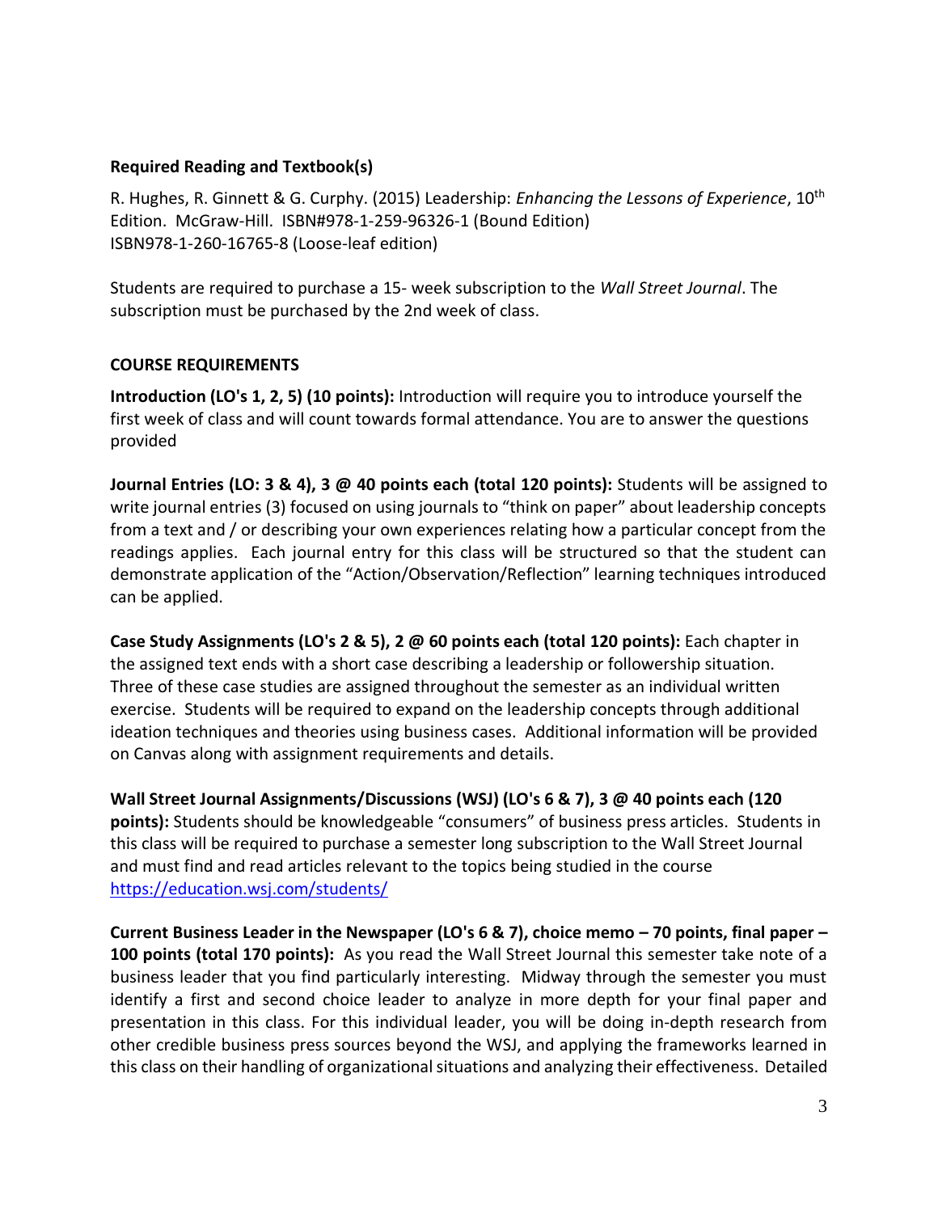**Required Reading and Textbook(s)**

R. Hughes, R. Ginnett & G. Curphy. (2015) Leadership: *Enhancing the Lessons of Experience*, 10th Edition. McGraw-Hill. ISBN#978-1-259-96326-1 (Bound Edition)
ISBN978-1-260-16765-8 (Loose-leaf edition)

Students are required to purchase a 15- week subscription to the *Wall Street Journal*. The subscription must be purchased by the 2nd week of class.

**COURSE REQUIREMENTS**

**Introduction (LO's 1, 2, 5) (10 points):** Introduction will require you to introduce yourself the first week of class and will count towards formal attendance. You are to answer the questions provided

**Journal Entries (LO: 3 & 4), 3 @ 40 points each (total 120 points):** Students will be assigned to write journal entries (3) focused on using journals to "think on paper" about leadership concepts from a text and / or describing your own experiences relating how a particular concept from the readings applies. Each journal entry for this class will be structured so that the student can demonstrate application of the "Action/Observation/Reflection" learning techniques introduced can be applied.

**Case Study Assignments (LO's 2 & 5), 2 @ 60 points each (total 120 points):** Each chapter in the assigned text ends with a short case describing a leadership or followership situation. Three of these case studies are assigned throughout the semester as an individual written exercise. Students will be required to expand on the leadership concepts through additional ideation techniques and theories using business cases. Additional information will be provided on Canvas along with assignment requirements and details.

**Wall Street Journal Assignments/Discussions (WSJ) (LO's 6 & 7), 3 @ 40 points each (120 points):** Students should be knowledgeable "consumers" of business press articles. Students in this class will be required to purchase a semester long subscription to the Wall Street Journal and must find and read articles relevant to the topics being studied in the course https://education.wsj.com/students/

**Current Business Leader in the Newspaper (LO's 6 & 7), choice memo – 70 points, final paper – 100 points (total 170 points):** As you read the Wall Street Journal this semester take note of a business leader that you find particularly interesting. Midway through the semester you must identify a first and second choice leader to analyze in more depth for your final paper and presentation in this class. For this individual leader, you will be doing in-depth research from other credible business press sources beyond the WSJ, and applying the frameworks learned in this class on their handling of organizational situations and analyzing their effectiveness. Detailed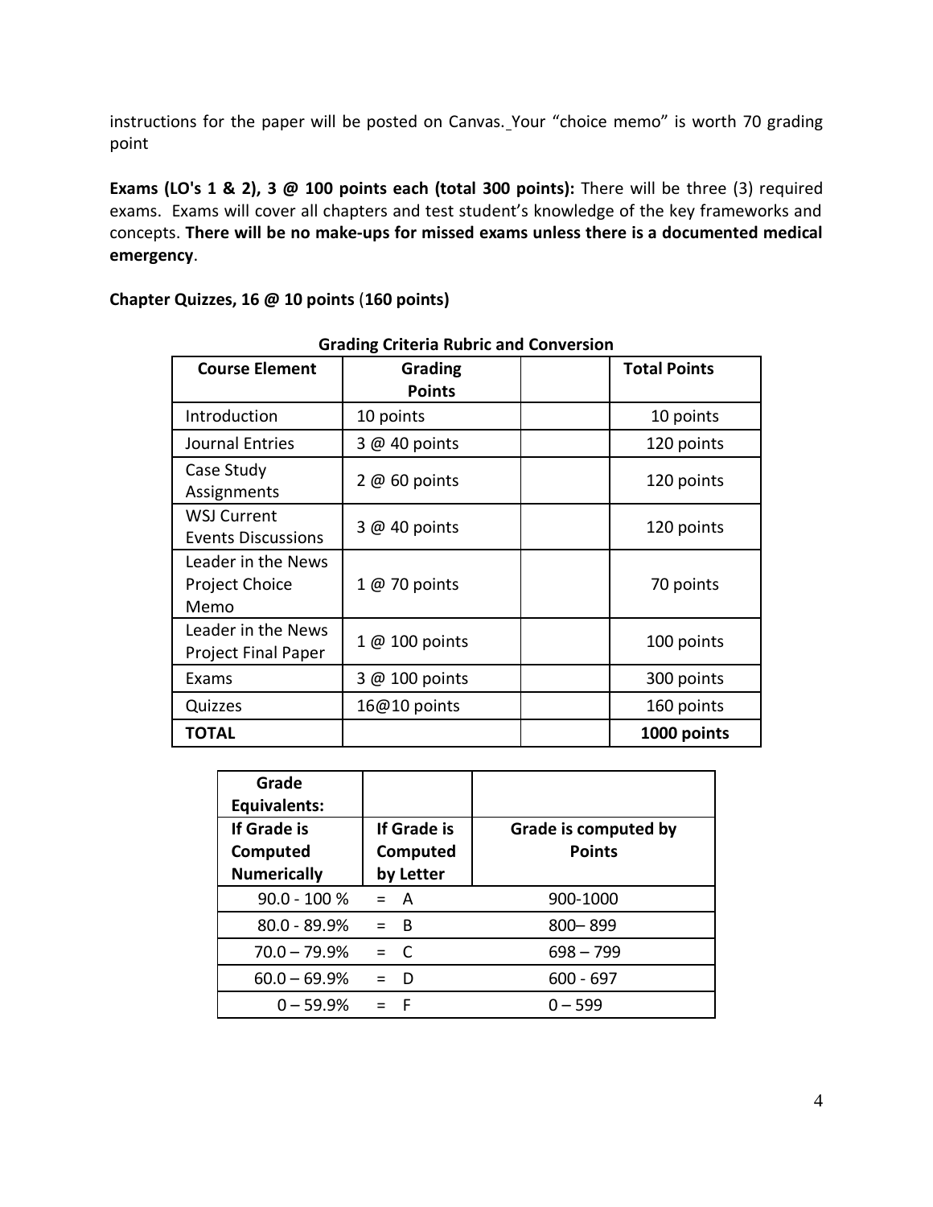instructions for the paper will be posted on Canvas. Your "choice memo" is worth 70 grading point

**Exams (LO's 1 & 2), 3 @ 100 points each (total 300 points):** There will be three (3) required exams. Exams will cover all chapters and test student's knowledge of the key frameworks and concepts. **There will be no make-ups for missed exams unless there is a documented medical emergency**.

**Chapter Quizzes, 16 @ 10 points** (**160 points)**

**Grading Criteria Rubric and Conversion**

| Course Element | Grading Points | | Total Points |
|---|---|---|---|
| Introduction | 10 points | | 10 points |
| Journal Entries | 3 @ 40 points | | 120 points |
| Case Study Assignments | 2 @ 60 points | | 120 points |
| WSJ Current Events Discussions | 3 @ 40 points | | 120 points |
| Leader in the News Project Choice Memo | 1 @ 70 points | | 70 points |
| Leader in the News Project Final Paper | 1 @ 100 points | | 100 points |
| Exams | 3 @ 100 points | | 300 points |
| Quizzes | 16@10 points | | 160 points |
| **TOTAL** | | | **1000 points** |

| **Grade Equivalents:** | | |
|---|---|---|
| **If Grade is Computed Numerically** | **If Grade is Computed by Letter** | **Grade is computed by Points** |
| 90.0 - 100 % | = A | 900-1000 |
| 80.0 - 89.9% | = B | 800– 899 |
| 70.0 – 79.9% | = C | 698 – 799 |
| 60.0 – 69.9% | = D | 600 - 697 |
| 0 – 59.9% | = F | 0 – 599 |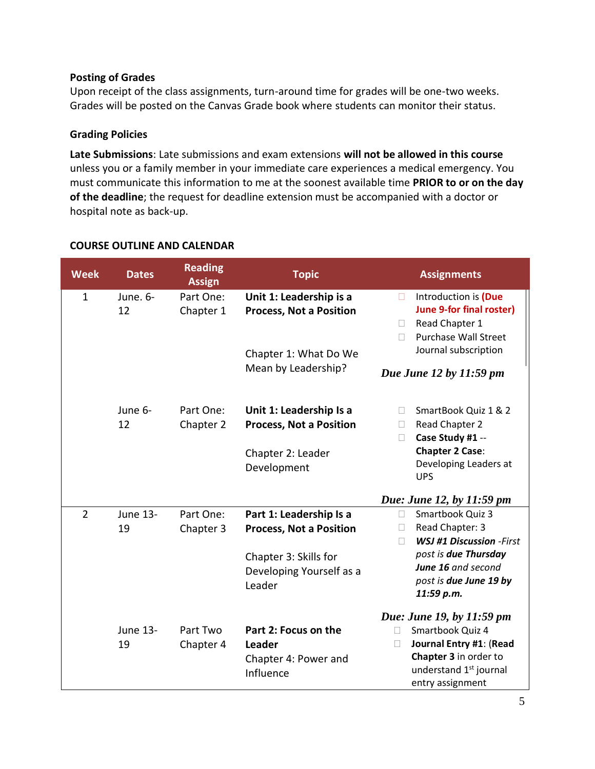**Posting of Grades**
Upon receipt of the class assignments, turn-around time for grades will be one-two weeks. Grades will be posted on the Canvas Grade book where students can monitor their status.

**Grading Policies**

**Late Submissions**: Late submissions and exam extensions **will not be allowed in this course** unless you or a family member in your immediate care experiences a medical emergency. You must communicate this information to me at the soonest available time **PRIOR to or on the day of the deadline**; the request for deadline extension must be accompanied with a doctor or hospital note as back-up.

**COURSE OUTLINE AND CALENDAR**

| Week | Dates | Reading Assign | Topic | Assignments |
|---|---|---|---|---|
| 1 | June. 6-12 | Part One: Chapter 1 | **Unit 1: Leadership is a Process, Not a Position**<br><br>Chapter 1: What Do We Mean by Leadership? | ☐ Introduction is **(Due June 9-for final roster)**<br>☐ Read Chapter 1<br>☐ Purchase Wall Street Journal subscription<br><br>***Due June 12 by 11:59 pm*** |
| | June 6-12 | Part One: Chapter 2 | **Unit 1: Leadership Is a Process, Not a Position**<br><br>Chapter 2: Leader Development | ☐ SmartBook Quiz 1 & 2<br>☐ Read Chapter 2<br>☐ **Case Study #1** -- **Chapter 2 Case**: Developing Leaders at UPS<br><br>***Due: June 12, by 11:59 pm*** |
| 2 | June 13-19 | Part One: Chapter 3 | **Part 1: Leadership Is a Process, Not a Position**<br><br>Chapter 3: Skills for Developing Yourself as a Leader | ☐ Smartbook Quiz 3<br>☐ Read Chapter: 3<br>☐ ***WSJ #1 Discussion*** *-First post is* ***due Thursday June 16*** *and second post is* ***due June 19 by 11:59 p.m.***<br><br>***Due: June 19, by 11:59 pm*** |
| | June 13-19 | Part Two Chapter 4 | **Part 2: Focus on the Leader**<br>Chapter 4: Power and Influence | ☐ Smartbook Quiz 4<br>☐ **Journal Entry #1**: (**Read Chapter 3** in order to understand 1st journal entry assignment |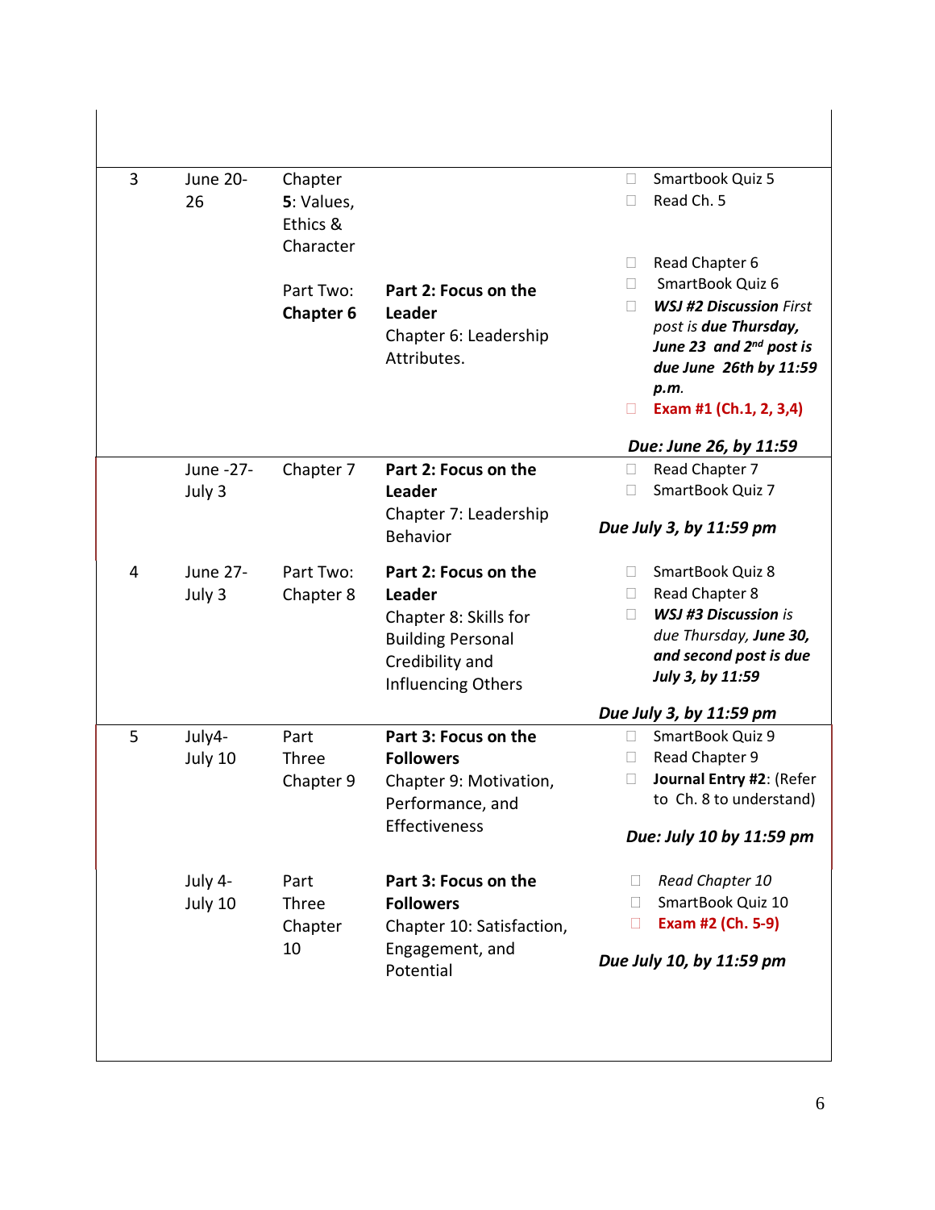| | | | | |
|---|---|---|---|---|
| 3 | June 20-26 | Chapter **5**: Values, Ethics & Character | | ☐ Smartbook Quiz 5<br>☐ Read Ch. 5 |
| | | Part Two: **Chapter 6** | **Part 2: Focus on the Leader**<br>Chapter 6: Leadership Attributes. | ☐ Read Chapter 6<br>☐ SmartBook Quiz 6<br>☐ ***WSJ #2 Discussion*** *First post is* ***due Thursday, June 23 and 2nd post is due June 26th by 11:59 p.m.***<br>☐ **Exam #1 (Ch.1, 2, 3,4)**<br><br>***Due: June 26, by 11:59*** |
| | June -27-July 3 | Chapter 7 | **Part 2: Focus on the Leader**<br>Chapter 7: Leadership Behavior | ☐ Read Chapter 7<br>☐ SmartBook Quiz 7<br><br>***Due July 3, by 11:59 pm*** |
| 4 | June 27-July 3 | Part Two: Chapter 8 | **Part 2: Focus on the Leader**<br>Chapter 8: Skills for Building Personal Credibility and Influencing Others | ☐ SmartBook Quiz 8<br>☐ Read Chapter 8<br>☐ ***WSJ #3 Discussion*** *is due Thursday,* ***June 30, and second post is due July 3, by 11:59***<br><br>***Due July 3, by 11:59 pm*** |
| 5 | July4-July 10 | Part Three Chapter 9 | **Part 3: Focus on the Followers**<br>Chapter 9: Motivation, Performance, and Effectiveness | ☐ SmartBook Quiz 9<br>☐ Read Chapter 9<br>☐ **Journal Entry #2**: (Refer to Ch. 8 to understand)<br><br>***Due: July 10 by 11:59 pm*** |
| | July 4-July 10 | Part Three Chapter 10 | **Part 3: Focus on the Followers**<br>Chapter 10: Satisfaction, Engagement, and Potential | ☐ *Read Chapter 10*<br>☐ SmartBook Quiz 10<br>☐ **Exam #2 (Ch. 5-9)**<br><br>***Due July 10, by 11:59 pm*** |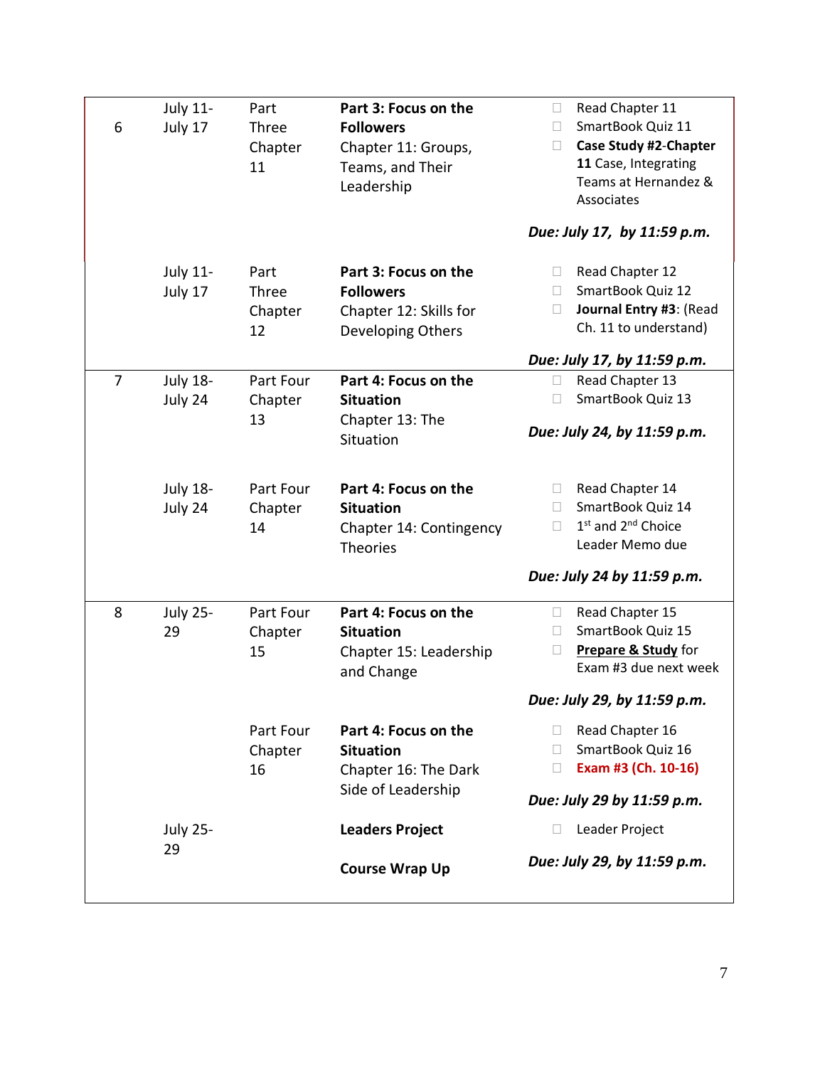| | | | | |
|---|---|---|---|---|
| 6 | July 11-July 17 | Part Three Chapter 11 | **Part 3: Focus on the Followers** Chapter 11: Groups, Teams, and Their Leadership | ☐ Read Chapter 11<br>☐ SmartBook Quiz 11<br>☐ **Case Study #2**-**Chapter 11** Case, Integrating Teams at Hernandez & Associates<br>***Due: July 17, by 11:59 p.m.*** |
| | July 11-July 17 | Part Three Chapter 12 | **Part 3: Focus on the Followers** Chapter 12: Skills for Developing Others | ☐ Read Chapter 12<br>☐ SmartBook Quiz 12<br>☐ **Journal Entry #3**: (Read Ch. 11 to understand)<br>***Due: July 17, by 11:59 p.m.*** |
| 7 | July 18-July 24 | Part Four Chapter 13 | **Part 4: Focus on the Situation** Chapter 13: The Situation | ☐ Read Chapter 13<br>☐ SmartBook Quiz 13<br>***Due: July 24, by 11:59 p.m.*** |
| | July 18-July 24 | Part Four Chapter 14 | **Part 4: Focus on the Situation** Chapter 14: Contingency Theories | ☐ Read Chapter 14<br>☐ SmartBook Quiz 14<br>☐ 1st and 2nd Choice Leader Memo due<br>***Due: July 24 by 11:59 p.m.*** |
| 8 | July 25-29 | Part Four Chapter 15 | **Part 4: Focus on the Situation** Chapter 15: Leadership and Change | ☐ Read Chapter 15<br>☐ SmartBook Quiz 15<br>☐ **Prepare & Study** for Exam #3 due next week<br>***Due: July 29, by 11:59 p.m.*** |
| | | Part Four Chapter 16 | **Part 4: Focus on the Situation** Chapter 16: The Dark Side of Leadership | ☐ Read Chapter 16<br>☐ SmartBook Quiz 16<br>☐ **Exam #3 (Ch. 10-16)**<br>***Due: July 29 by 11:59 p.m.*** |
| | July 25-29 | | **Leaders Project**<br>**Course Wrap Up** | ☐ Leader Project<br>***Due: July 29, by 11:59 p.m.*** |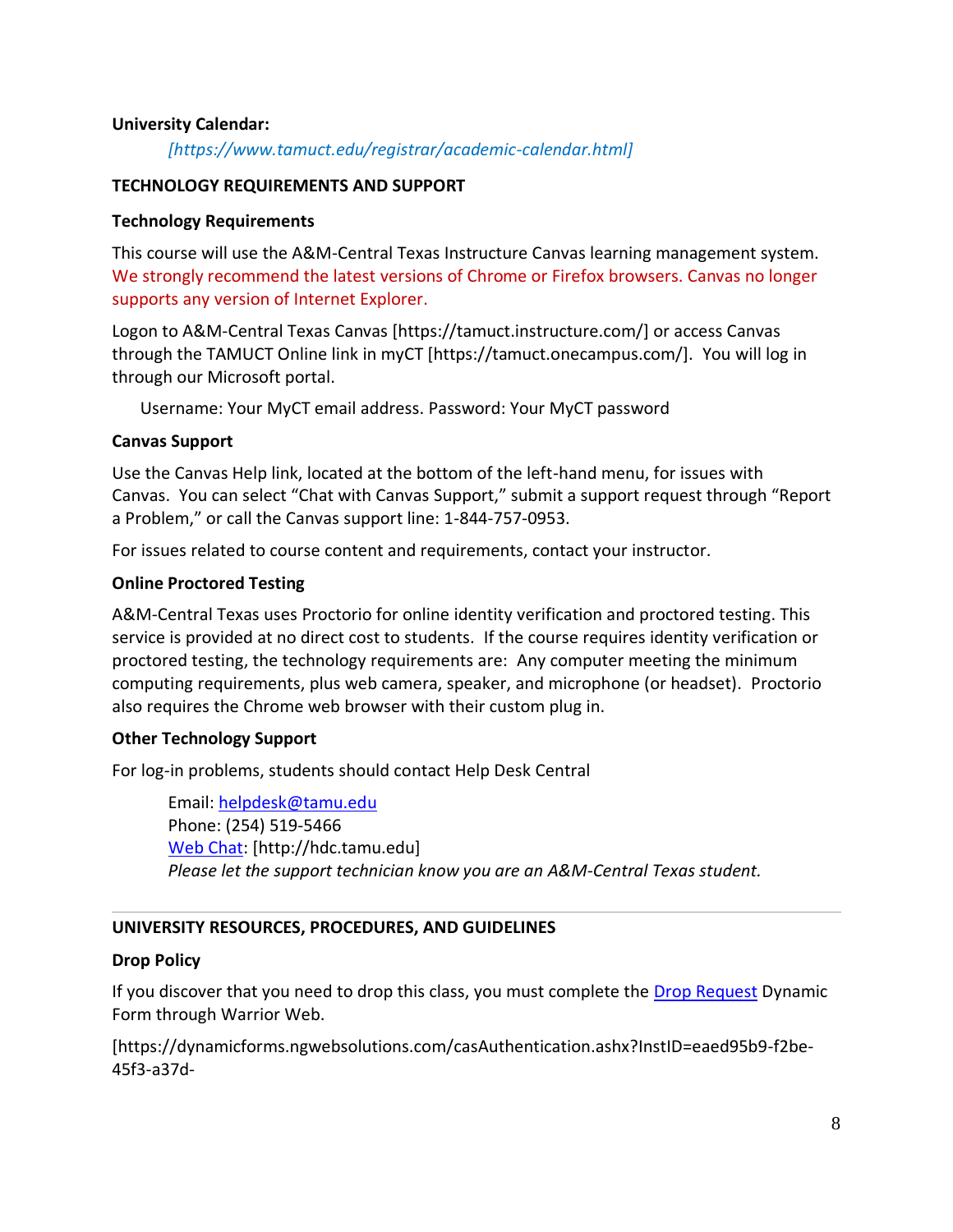**University Calendar:**

*[https://www.tamuct.edu/registrar/academic-calendar.html]*

**TECHNOLOGY REQUIREMENTS AND SUPPORT**

**Technology Requirements**

This course will use the A&M-Central Texas Instructure Canvas learning management system. We strongly recommend the latest versions of Chrome or Firefox browsers. Canvas no longer supports any version of Internet Explorer.

Logon to A&M-Central Texas Canvas [https://tamuct.instructure.com/] or access Canvas through the TAMUCT Online link in myCT [https://tamuct.onecampus.com/]. You will log in through our Microsoft portal.

Username: Your MyCT email address. Password: Your MyCT password

**Canvas Support**

Use the Canvas Help link, located at the bottom of the left-hand menu, for issues with Canvas. You can select "Chat with Canvas Support," submit a support request through "Report a Problem," or call the Canvas support line: 1-844-757-0953.

For issues related to course content and requirements, contact your instructor.

**Online Proctored Testing**

A&M-Central Texas uses Proctorio for online identity verification and proctored testing. This service is provided at no direct cost to students. If the course requires identity verification or proctored testing, the technology requirements are: Any computer meeting the minimum computing requirements, plus web camera, speaker, and microphone (or headset). Proctorio also requires the Chrome web browser with their custom plug in.

**Other Technology Support**

For log-in problems, students should contact Help Desk Central

Email: helpdesk@tamu.edu
Phone: (254) 519-5466
Web Chat: [http://hdc.tamu.edu]
*Please let the support technician know you are an A&M-Central Texas student.*

---

**UNIVERSITY RESOURCES, PROCEDURES, AND GUIDELINES**

**Drop Policy**

If you discover that you need to drop this class, you must complete the Drop Request Dynamic Form through Warrior Web.

[https://dynamicforms.ngwebsolutions.com/casAuthentication.ashx?InstID=eaed95b9-f2be-45f3-a37d-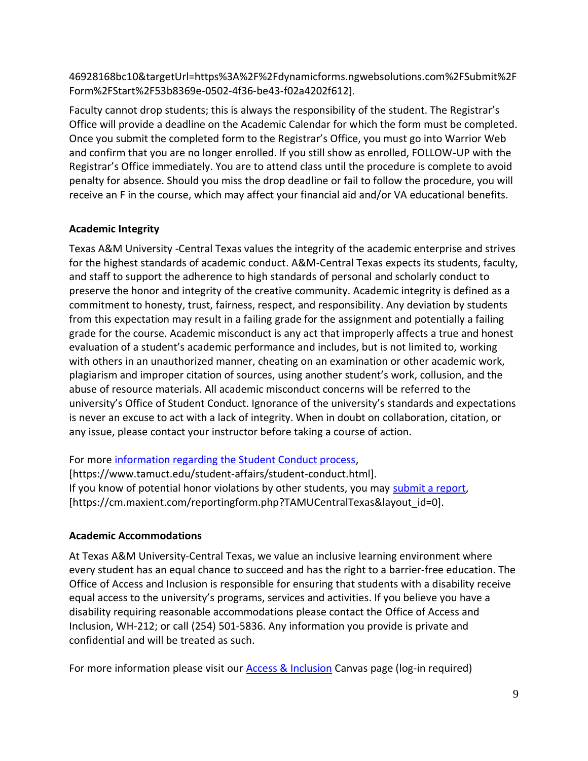46928168bc10&targetUrl=https%3A%2F%2Fdynamicforms.ngwebsolutions.com%2FSubmit%2FForm%2FStart%2F53b8369e-0502-4f36-be43-f02a4202f612].

Faculty cannot drop students; this is always the responsibility of the student. The Registrar's Office will provide a deadline on the Academic Calendar for which the form must be completed. Once you submit the completed form to the Registrar's Office, you must go into Warrior Web and confirm that you are no longer enrolled. If you still show as enrolled, FOLLOW-UP with the Registrar's Office immediately. You are to attend class until the procedure is complete to avoid penalty for absence. Should you miss the drop deadline or fail to follow the procedure, you will receive an F in the course, which may affect your financial aid and/or VA educational benefits.

**Academic Integrity**

Texas A&M University -Central Texas values the integrity of the academic enterprise and strives for the highest standards of academic conduct. A&M-Central Texas expects its students, faculty, and staff to support the adherence to high standards of personal and scholarly conduct to preserve the honor and integrity of the creative community. Academic integrity is defined as a commitment to honesty, trust, fairness, respect, and responsibility. Any deviation by students from this expectation may result in a failing grade for the assignment and potentially a failing grade for the course. Academic misconduct is any act that improperly affects a true and honest evaluation of a student's academic performance and includes, but is not limited to, working with others in an unauthorized manner, cheating on an examination or other academic work, plagiarism and improper citation of sources, using another student's work, collusion, and the abuse of resource materials. All academic misconduct concerns will be referred to the university's Office of Student Conduct. Ignorance of the university's standards and expectations is never an excuse to act with a lack of integrity. When in doubt on collaboration, citation, or any issue, please contact your instructor before taking a course of action.

For more information regarding the Student Conduct process, [https://www.tamuct.edu/student-affairs/student-conduct.html].
If you know of potential honor violations by other students, you may submit a report, [https://cm.maxient.com/reportingform.php?TAMUCentralTexas&layout_id=0].

**Academic Accommodations**

At Texas A&M University-Central Texas, we value an inclusive learning environment where every student has an equal chance to succeed and has the right to a barrier-free education. The Office of Access and Inclusion is responsible for ensuring that students with a disability receive equal access to the university's programs, services and activities. If you believe you have a disability requiring reasonable accommodations please contact the Office of Access and Inclusion, WH-212; or call (254) 501-5836. Any information you provide is private and confidential and will be treated as such.

For more information please visit our Access & Inclusion Canvas page (log-in required)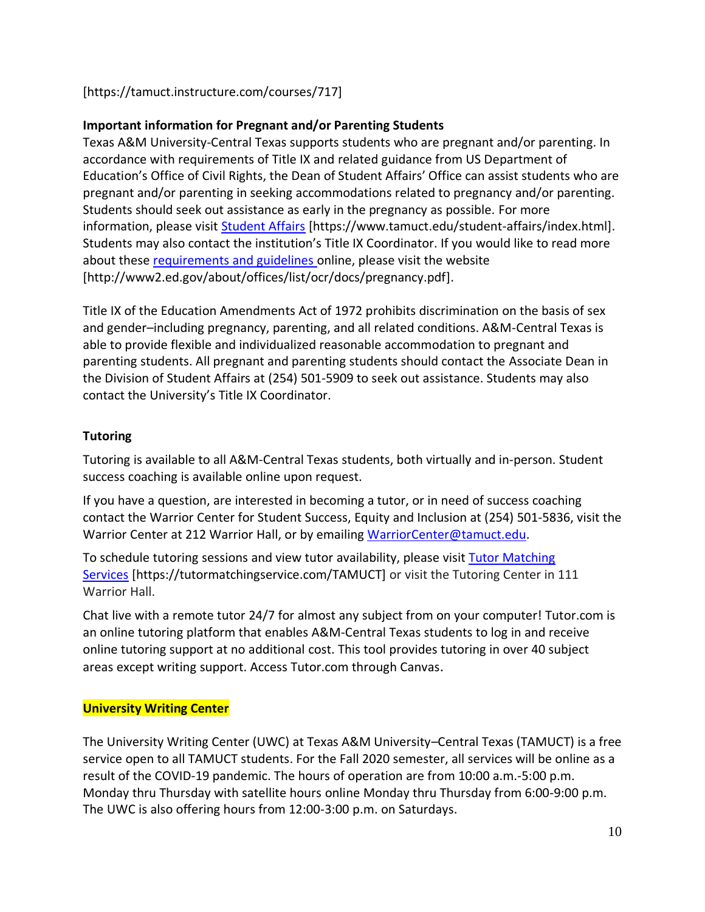[https://tamuct.instructure.com/courses/717]

**Important information for Pregnant and/or Parenting Students**

Texas A&M University-Central Texas supports students who are pregnant and/or parenting. In accordance with requirements of Title IX and related guidance from US Department of Education's Office of Civil Rights, the Dean of Student Affairs' Office can assist students who are pregnant and/or parenting in seeking accommodations related to pregnancy and/or parenting. Students should seek out assistance as early in the pregnancy as possible. For more information, please visit Student Affairs [https://www.tamuct.edu/student-affairs/index.html]. Students may also contact the institution's Title IX Coordinator. If you would like to read more about these requirements and guidelines online, please visit the website [http://www2.ed.gov/about/offices/list/ocr/docs/pregnancy.pdf].

Title IX of the Education Amendments Act of 1972 prohibits discrimination on the basis of sex and gender–including pregnancy, parenting, and all related conditions. A&M-Central Texas is able to provide flexible and individualized reasonable accommodation to pregnant and parenting students. All pregnant and parenting students should contact the Associate Dean in the Division of Student Affairs at (254) 501-5909 to seek out assistance. Students may also contact the University's Title IX Coordinator.

**Tutoring**

Tutoring is available to all A&M-Central Texas students, both virtually and in-person. Student success coaching is available online upon request.

If you have a question, are interested in becoming a tutor, or in need of success coaching contact the Warrior Center for Student Success, Equity and Inclusion at (254) 501-5836, visit the Warrior Center at 212 Warrior Hall, or by emailing WarriorCenter@tamuct.edu.

To schedule tutoring sessions and view tutor availability, please visit Tutor Matching Services [https://tutormatchingservice.com/TAMUCT] or visit the Tutoring Center in 111 Warrior Hall.

Chat live with a remote tutor 24/7 for almost any subject from on your computer! Tutor.com is an online tutoring platform that enables A&M-Central Texas students to log in and receive online tutoring support at no additional cost. This tool provides tutoring in over 40 subject areas except writing support. Access Tutor.com through Canvas.

**University Writing Center**

The University Writing Center (UWC) at Texas A&M University–Central Texas (TAMUCT) is a free service open to all TAMUCT students. For the Fall 2020 semester, all services will be online as a result of the COVID-19 pandemic. The hours of operation are from 10:00 a.m.-5:00 p.m. Monday thru Thursday with satellite hours online Monday thru Thursday from 6:00-9:00 p.m. The UWC is also offering hours from 12:00-3:00 p.m. on Saturdays.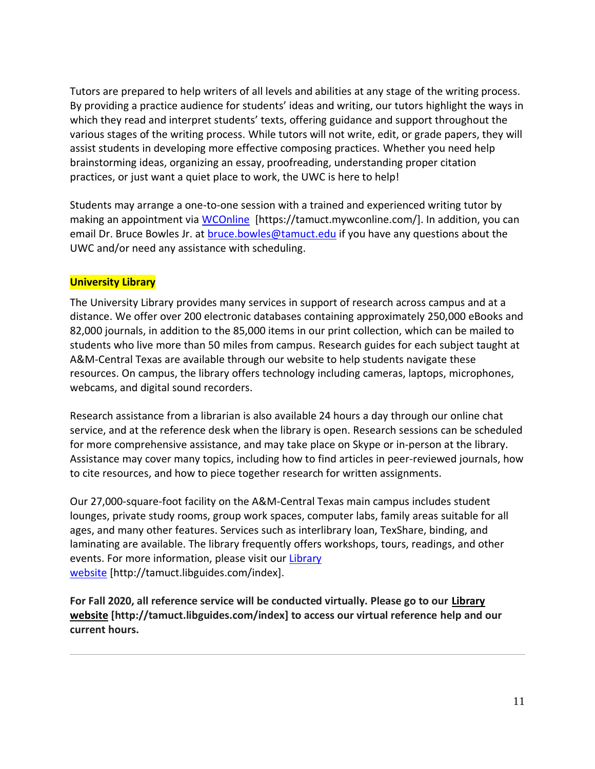Tutors are prepared to help writers of all levels and abilities at any stage of the writing process. By providing a practice audience for students' ideas and writing, our tutors highlight the ways in which they read and interpret students' texts, offering guidance and support throughout the various stages of the writing process. While tutors will not write, edit, or grade papers, they will assist students in developing more effective composing practices. Whether you need help brainstorming ideas, organizing an essay, proofreading, understanding proper citation practices, or just want a quiet place to work, the UWC is here to help!

Students may arrange a one-to-one session with a trained and experienced writing tutor by making an appointment via WCOnline [https://tamuct.mywconline.com/]. In addition, you can email Dr. Bruce Bowles Jr. at bruce.bowles@tamuct.edu if you have any questions about the UWC and/or need any assistance with scheduling.

**University Library**

The University Library provides many services in support of research across campus and at a distance. We offer over 200 electronic databases containing approximately 250,000 eBooks and 82,000 journals, in addition to the 85,000 items in our print collection, which can be mailed to students who live more than 50 miles from campus. Research guides for each subject taught at A&M-Central Texas are available through our website to help students navigate these resources. On campus, the library offers technology including cameras, laptops, microphones, webcams, and digital sound recorders.

Research assistance from a librarian is also available 24 hours a day through our online chat service, and at the reference desk when the library is open. Research sessions can be scheduled for more comprehensive assistance, and may take place on Skype or in-person at the library. Assistance may cover many topics, including how to find articles in peer-reviewed journals, how to cite resources, and how to piece together research for written assignments.

Our 27,000-square-foot facility on the A&M-Central Texas main campus includes student lounges, private study rooms, group work spaces, computer labs, family areas suitable for all ages, and many other features. Services such as interlibrary loan, TexShare, binding, and laminating are available. The library frequently offers workshops, tours, readings, and other events. For more information, please visit our Library website [http://tamuct.libguides.com/index].

**For Fall 2020, all reference service will be conducted virtually. Please go to our Library website [http://tamuct.libguides.com/index] to access our virtual reference help and our current hours.**

---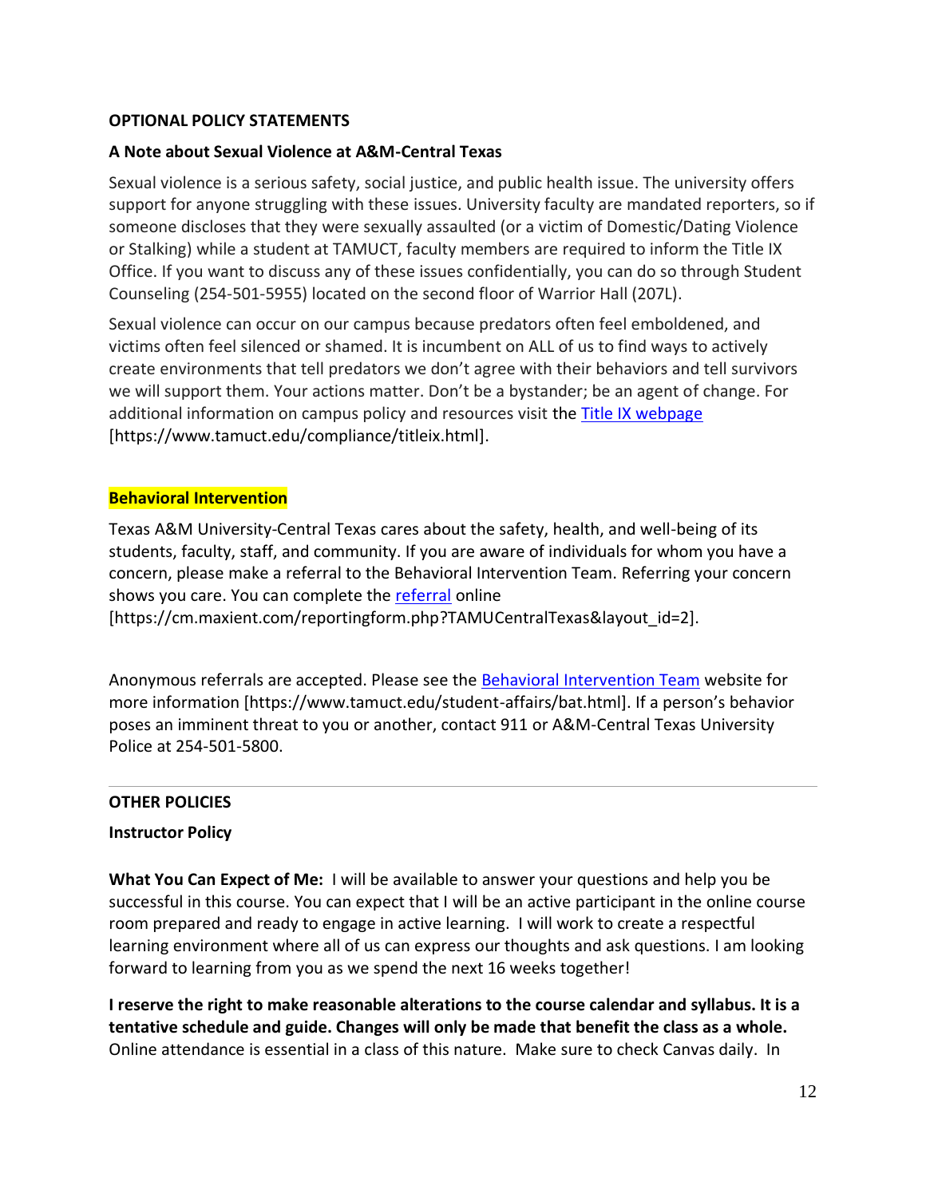**OPTIONAL POLICY STATEMENTS**

**A Note about Sexual Violence at A&M-Central Texas**

Sexual violence is a serious safety, social justice, and public health issue. The university offers support for anyone struggling with these issues. University faculty are mandated reporters, so if someone discloses that they were sexually assaulted (or a victim of Domestic/Dating Violence or Stalking) while a student at TAMUCT, faculty members are required to inform the Title IX Office. If you want to discuss any of these issues confidentially, you can do so through Student Counseling (254-501-5955) located on the second floor of Warrior Hall (207L).

Sexual violence can occur on our campus because predators often feel emboldened, and victims often feel silenced or shamed. It is incumbent on ALL of us to find ways to actively create environments that tell predators we don't agree with their behaviors and tell survivors we will support them. Your actions matter. Don't be a bystander; be an agent of change. For additional information on campus policy and resources visit the Title IX webpage [https://www.tamuct.edu/compliance/titleix.html].

**Behavioral Intervention**

Texas A&M University-Central Texas cares about the safety, health, and well-being of its students, faculty, staff, and community. If you are aware of individuals for whom you have a concern, please make a referral to the Behavioral Intervention Team. Referring your concern shows you care. You can complete the referral online [https://cm.maxient.com/reportingform.php?TAMUCentralTexas&layout_id=2].

Anonymous referrals are accepted. Please see the Behavioral Intervention Team website for more information [https://www.tamuct.edu/student-affairs/bat.html]. If a person's behavior poses an imminent threat to you or another, contact 911 or A&M-Central Texas University Police at 254-501-5800.

---

**OTHER POLICIES**

**Instructor Policy**

**What You Can Expect of Me:** I will be available to answer your questions and help you be successful in this course. You can expect that I will be an active participant in the online course room prepared and ready to engage in active learning. I will work to create a respectful learning environment where all of us can express our thoughts and ask questions. I am looking forward to learning from you as we spend the next 16 weeks together!

**I reserve the right to make reasonable alterations to the course calendar and syllabus. It is a tentative schedule and guide. Changes will only be made that benefit the class as a whole.** Online attendance is essential in a class of this nature. Make sure to check Canvas daily. In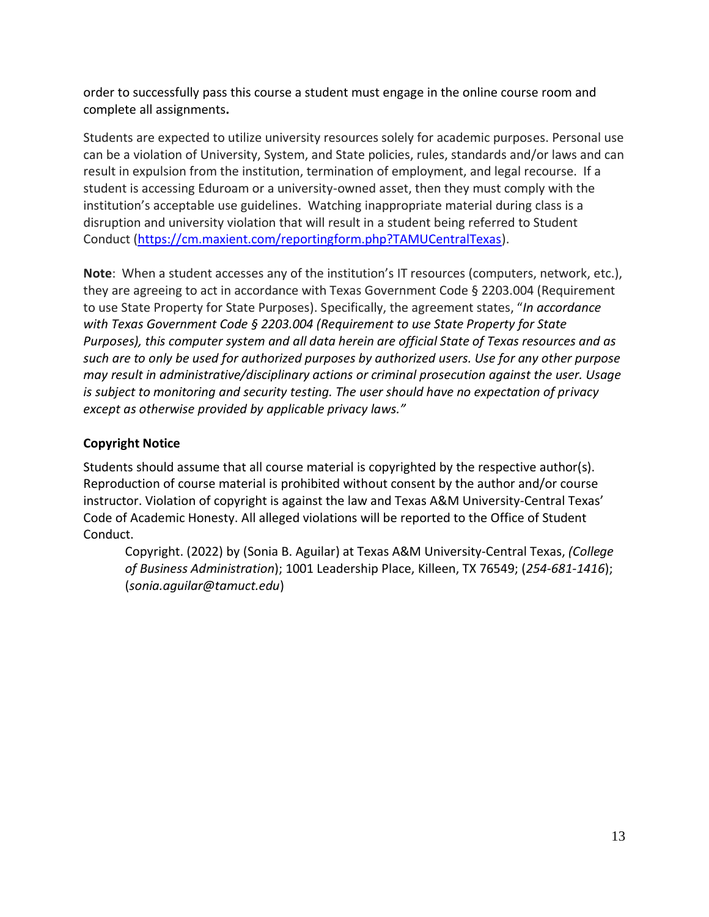order to successfully pass this course a student must engage in the online course room and complete all assignments**.**

Students are expected to utilize university resources solely for academic purposes. Personal use can be a violation of University, System, and State policies, rules, standards and/or laws and can result in expulsion from the institution, termination of employment, and legal recourse. If a student is accessing Eduroam or a university-owned asset, then they must comply with the institution's acceptable use guidelines. Watching inappropriate material during class is a disruption and university violation that will result in a student being referred to Student Conduct ([https://cm.maxient.com/reportingform.php?TAMUCentralTexas](https://cm.maxient.com/reportingform.php?TAMUCentralTexas)).

**Note**: When a student accesses any of the institution's IT resources (computers, network, etc.), they are agreeing to act in accordance with Texas Government Code § 2203.004 (Requirement to use State Property for State Purposes). Specifically, the agreement states, "*In accordance with Texas Government Code § 2203.004 (Requirement to use State Property for State Purposes), this computer system and all data herein are official State of Texas resources and as such are to only be used for authorized purposes by authorized users. Use for any other purpose may result in administrative/disciplinary actions or criminal prosecution against the user. Usage is subject to monitoring and security testing. The user should have no expectation of privacy except as otherwise provided by applicable privacy laws."*

### Copyright Notice

Students should assume that all course material is copyrighted by the respective author(s). Reproduction of course material is prohibited without consent by the author and/or course instructor. Violation of copyright is against the law and Texas A&M University-Central Texas' Code of Academic Honesty. All alleged violations will be reported to the Office of Student Conduct.

> Copyright. (2022) by (Sonia B. Aguilar) at Texas A&M University-Central Texas, *(College of Business Administration*); 1001 Leadership Place, Killeen, TX 76549; (*254-681-1416*); (*sonia.aguilar@tamuct.edu*)